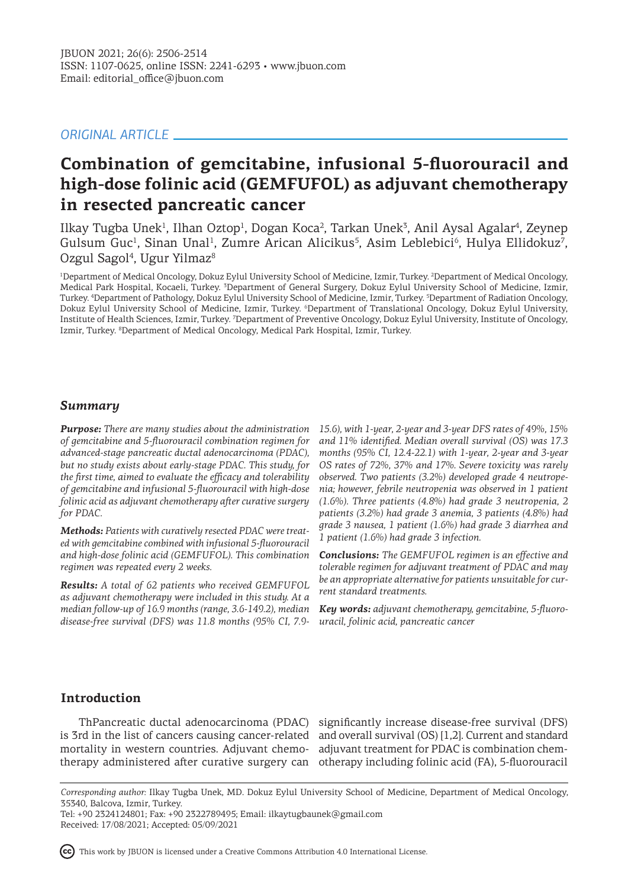JBUON 2021; 26(6): 2506-2514
ISSN: 1107-0625, online ISSN: 2241-6293 • www.jbuon.com
Email: editorial_office@jbuon.com

*ORIGINAL ARTICLE*

# Combination of gemcitabine, infusional 5-fluorouracil and high-dose folinic acid (GEMFUFOL) as adjuvant chemotherapy in resected pancreatic cancer

Ilkay Tugba Unek[1], Ilhan Oztop[1], Dogan Koca[2], Tarkan Unek[3], Anil Aysal Agalar[4], Zeynep Gulsum Guc[1], Sinan Unal[1], Zumre Arican Alicikus[5], Asim Leblebici[6], Hulya Ellidokuz[7], Ozgul Sagol[4], Ugur Yilmaz[8]

[1]Department of Medical Oncology, Dokuz Eylul University School of Medicine, Izmir, Turkey. [2]Department of Medical Oncology, Medical Park Hospital, Kocaeli, Turkey. [3]Department of General Surgery, Dokuz Eylul University School of Medicine, Izmir, Turkey. [4]Department of Pathology, Dokuz Eylul University School of Medicine, Izmir, Turkey. [5]Department of Radiation Oncology, Dokuz Eylul University School of Medicine, Izmir, Turkey. [6]Department of Translational Oncology, Dokuz Eylul University, Institute of Health Sciences, Izmir, Turkey. [7]Department of Preventive Oncology, Dokuz Eylul University, Institute of Oncology, Izmir, Turkey. [8]Department of Medical Oncology, Medical Park Hospital, Izmir, Turkey.

## Summary

***Purpose:*** *There are many studies about the administration of gemcitabine and 5-fluorouracil combination regimen for advanced-stage pancreatic ductal adenocarcinoma (PDAC), but no study exists about early-stage PDAC. This study, for the first time, aimed to evaluate the efficacy and tolerability of gemcitabine and infusional 5-fluorouracil with high-dose folinic acid as adjuvant chemotherapy after curative surgery for PDAC.*

***Methods:*** *Patients with curatively resected PDAC were treated with gemcitabine combined with infusional 5-fluorouracil and high-dose folinic acid (GEMFUFOL). This combination regimen was repeated every 2 weeks.*

***Results:*** *A total of 62 patients who received GEMFUFOL as adjuvant chemotherapy were included in this study. At a median follow-up of 16.9 months (range, 3.6-149.2), median disease-free survival (DFS) was 11.8 months (95% CI, 7.9-15.6), with 1-year, 2-year and 3-year DFS rates of 49%, 15% and 11% identified. Median overall survival (OS) was 17.3 months (95% CI, 12.4-22.1) with 1-year, 2-year and 3-year OS rates of 72%, 37% and 17%. Severe toxicity was rarely observed. Two patients (3.2%) developed grade 4 neutropenia; however, febrile neutropenia was observed in 1 patient (1.6%). Three patients (4.8%) had grade 3 neutropenia, 2 patients (3.2%) had grade 3 anemia, 3 patients (4.8%) had grade 3 nausea, 1 patient (1.6%) had grade 3 diarrhea and 1 patient (1.6%) had grade 3 infection.*

***Conclusions:*** *The GEMFUFOL regimen is an effective and tolerable regimen for adjuvant treatment of PDAC and may be an appropriate alternative for patients unsuitable for current standard treatments.*

***Key words:*** *adjuvant chemotherapy, gemcitabine, 5-fluorouracil, folinic acid, pancreatic cancer*

## Introduction

ThPancreatic ductal adenocarcinoma (PDAC) is 3rd in the list of cancers causing cancer-related mortality in western countries. Adjuvant chemotherapy administered after curative surgery can significantly increase disease-free survival (DFS) and overall survival (OS) [1,2]. Current and standard adjuvant treatment for PDAC is combination chemotherapy including folinic acid (FA), 5-fluorouracil

*Corresponding author:* Ilkay Tugba Unek, MD. Dokuz Eylul University School of Medicine, Department of Medical Oncology, 35340, Balcova, Izmir, Turkey.
Tel: +90 2324124801; Fax: +90 2322789495; Email: ilkaytugbaunek@gmail.com
Received: 17/08/2021; Accepted: 05/09/2021

This work by JBUON is licensed under a Creative Commons Attribution 4.0 International License.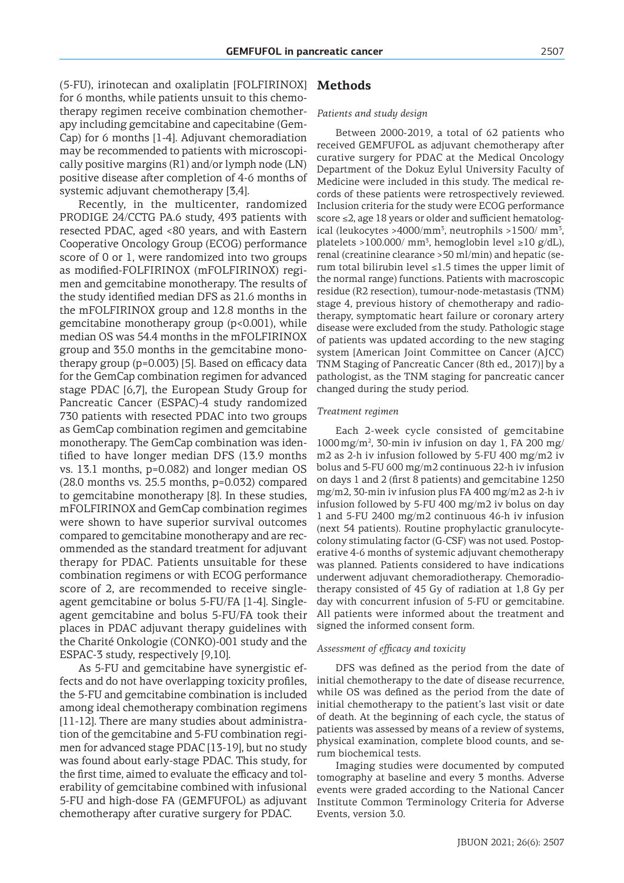(5-FU), irinotecan and oxaliplatin [FOLFIRINOX] for 6 months, while patients unsuit to this chemotherapy regimen receive combination chemotherapy including gemcitabine and capecitabine (GemCap) for 6 months [1-4]. Adjuvant chemoradiation may be recommended to patients with microscopically positive margins (R1) and/or lymph node (LN) positive disease after completion of 4-6 months of systemic adjuvant chemotherapy [3,4].

Recently, in the multicenter, randomized PRODIGE 24/CCTG PA.6 study, 493 patients with resected PDAC, aged <80 years, and with Eastern Cooperative Oncology Group (ECOG) performance score of 0 or 1, were randomized into two groups as modified-FOLFIRINOX (mFOLFIRINOX) regimen and gemcitabine monotherapy. The results of the study identified median DFS as 21.6 months in the mFOLFIRINOX group and 12.8 months in the gemcitabine monotherapy group (p<0.001), while median OS was 54.4 months in the mFOLFIRINOX group and 35.0 months in the gemcitabine monotherapy group (p=0.003) [5]. Based on efficacy data for the GemCap combination regimen for advanced stage PDAC [6,7], the European Study Group for Pancreatic Cancer (ESPAC)-4 study randomized 730 patients with resected PDAC into two groups as GemCap combination regimen and gemcitabine monotherapy. The GemCap combination was identified to have longer median DFS (13.9 months vs. 13.1 months, p=0.082) and longer median OS (28.0 months vs. 25.5 months, p=0.032) compared to gemcitabine monotherapy [8]. In these studies, mFOLFIRINOX and GemCap combination regimes were shown to have superior survival outcomes compared to gemcitabine monotherapy and are recommended as the standard treatment for adjuvant therapy for PDAC. Patients unsuitable for these combination regimens or with ECOG performance score of 2, are recommended to receive single-agent gemcitabine or bolus 5-FU/FA [1-4]. Single-agent gemcitabine and bolus 5-FU/FA took their places in PDAC adjuvant therapy guidelines with the Charité Onkologie (CONKO)-001 study and the ESPAC-3 study, respectively [9,10].

As 5-FU and gemcitabine have synergistic effects and do not have overlapping toxicity profiles, the 5-FU and gemcitabine combination is included among ideal chemotherapy combination regimens [11-12]. There are many studies about administration of the gemcitabine and 5-FU combination regimen for advanced stage PDAC [13-19], but no study was found about early-stage PDAC. This study, for the first time, aimed to evaluate the efficacy and tolerability of gemcitabine combined with infusional 5-FU and high-dose FA (GEMFUFOL) as adjuvant chemotherapy after curative surgery for PDAC.

## Methods

*Patients and study design*

Between 2000-2019, a total of 62 patients who received GEMFUFOL as adjuvant chemotherapy after curative surgery for PDAC at the Medical Oncology Department of the Dokuz Eylul University Faculty of Medicine were included in this study. The medical records of these patients were retrospectively reviewed. Inclusion criteria for the study were ECOG performance score ≤2, age 18 years or older and sufficient hematological (leukocytes >4000/mm$^3$, neutrophils >1500/ mm$^3$, platelets >100.000/ mm$^3$, hemoglobin level ≥10 g/dL), renal (creatinine clearance >50 ml/min) and hepatic (serum total bilirubin level ≤1.5 times the upper limit of the normal range) functions. Patients with macroscopic residue (R2 resection), tumour-node-metastasis (TNM) stage 4, previous history of chemotherapy and radiotherapy, symptomatic heart failure or coronary artery disease were excluded from the study. Pathologic stage of patients was updated according to the new staging system [American Joint Committee on Cancer (AJCC) TNM Staging of Pancreatic Cancer (8th ed., 2017)] by a pathologist, as the TNM staging for pancreatic cancer changed during the study period.

*Treatment regimen*

Each 2-week cycle consisted of gemcitabine 1000 mg/m$^2$, 30-min iv infusion on day 1, FA 200 mg/m2 as 2-h iv infusion followed by 5-FU 400 mg/m2 iv bolus and 5-FU 600 mg/m2 continuous 22-h iv infusion on days 1 and 2 (first 8 patients) and gemcitabine 1250 mg/m2, 30-min iv infusion plus FA 400 mg/m2 as 2-h iv infusion followed by 5-FU 400 mg/m2 iv bolus on day 1 and 5-FU 2400 mg/m2 continuous 46-h iv infusion (next 54 patients). Routine prophylactic granulocyte-colony stimulating factor (G-CSF) was not used. Postoperative 4-6 months of systemic adjuvant chemotherapy was planned. Patients considered to have indications underwent adjuvant chemoradiotherapy. Chemoradiotherapy consisted of 45 Gy of radiation at 1,8 Gy per day with concurrent infusion of 5-FU or gemcitabine. All patients were informed about the treatment and signed the informed consent form.

*Assessment of efficacy and toxicity*

DFS was defined as the period from the date of initial chemotherapy to the date of disease recurrence, while OS was defined as the period from the date of initial chemotherapy to the patient's last visit or date of death. At the beginning of each cycle, the status of patients was assessed by means of a review of systems, physical examination, complete blood counts, and serum biochemical tests.

Imaging studies were documented by computed tomography at baseline and every 3 months. Adverse events were graded according to the National Cancer Institute Common Terminology Criteria for Adverse Events, version 3.0.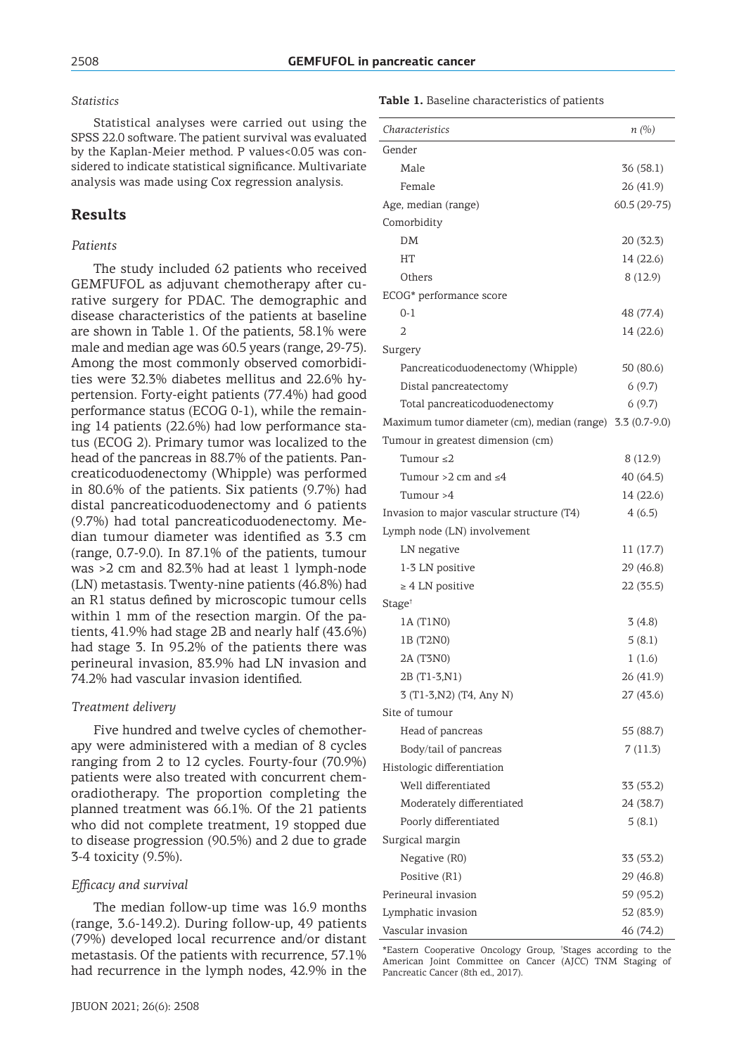### *Statistics*

Statistical analyses were carried out using the SPSS 22.0 software. The patient survival was evaluated by the Kaplan-Meier method. P values<0.05 was considered to indicate statistical significance. Multivariate analysis was made using Cox regression analysis.

## Results

### *Patients*

The study included 62 patients who received GEMFUFOL as adjuvant chemotherapy after curative surgery for PDAC. The demographic and disease characteristics of the patients at baseline are shown in Table 1. Of the patients, 58.1% were male and median age was 60.5 years (range, 29-75). Among the most commonly observed comorbidities were 32.3% diabetes mellitus and 22.6% hypertension. Forty-eight patients (77.4%) had good performance status (ECOG 0-1), while the remaining 14 patients (22.6%) had low performance status (ECOG 2). Primary tumor was localized to the head of the pancreas in 88.7% of the patients. Pancreaticoduodenectomy (Whipple) was performed in 80.6% of the patients. Six patients (9.7%) had distal pancreaticoduodenectomy and 6 patients (9.7%) had total pancreaticoduodenectomy. Median tumour diameter was identified as 3.3 cm (range, 0.7-9.0). In 87.1% of the patients, tumour was >2 cm and 82.3% had at least 1 lymph-node (LN) metastasis. Twenty-nine patients (46.8%) had an R1 status defined by microscopic tumour cells within 1 mm of the resection margin. Of the patients, 41.9% had stage 2B and nearly half (43.6%) had stage 3. In 95.2% of the patients there was perineural invasion, 83.9% had LN invasion and 74.2% had vascular invasion identified.

### *Treatment delivery*

Five hundred and twelve cycles of chemotherapy were administered with a median of 8 cycles ranging from 2 to 12 cycles. Fourty-four (70.9%) patients were also treated with concurrent chemoradiotherapy. The proportion completing the planned treatment was 66.1%. Of the 21 patients who did not complete treatment, 19 stopped due to disease progression (90.5%) and 2 due to grade 3-4 toxicity (9.5%).

### *Efficacy and survival*

The median follow-up time was 16.9 months (range, 3.6-149.2). During follow-up, 49 patients (79%) developed local recurrence and/or distant metastasis. Of the patients with recurrence, 57.1% had recurrence in the lymph nodes, 42.9% in the

**Table 1.** Baseline characteristics of patients

| *Characteristics* | *n (%)* |
|---|---|
| Gender | |
| Male | 36 (58.1) |
| Female | 26 (41.9) |
| Age, median (range) | 60.5 (29-75) |
| Comorbidity | |
| DM | 20 (32.3) |
| HT | 14 (22.6) |
| Others | 8 (12.9) |
| ECOG* performance score | |
| 0-1 | 48 (77.4) |
| 2 | 14 (22.6) |
| Surgery | |
| Pancreaticoduodenectomy (Whipple) | 50 (80.6) |
| Distal pancreatectomy | 6 (9.7) |
| Total pancreaticoduodenectomy | 6 (9.7) |
| Maximum tumor diameter (cm), median (range) | 3.3 (0.7-9.0) |
| Tumour in greatest dimension (cm) | |
| Tumour ≤2 | 8 (12.9) |
| Tumour >2 cm and ≤4 | 40 (64.5) |
| Tumour >4 | 14 (22.6) |
| Invasion to major vascular structure (T4) | 4 (6.5) |
| Lymph node (LN) involvement | |
| LN negative | 11 (17.7) |
| 1-3 LN positive | 29 (46.8) |
| ≥ 4 LN positive | 22 (35.5) |
| Stage[†] | |
| 1A (T1N0) | 3 (4.8) |
| 1B (T2N0) | 5 (8.1) |
| 2A (T3N0) | 1 (1.6) |
| 2B (T1-3,N1) | 26 (41.9) |
| 3 (T1-3,N2) (T4, Any N) | 27 (43.6) |
| Site of tumour | |
| Head of pancreas | 55 (88.7) |
| Body/tail of pancreas | 7 (11.3) |
| Histologic differentiation | |
| Well differentiated | 33 (53.2) |
| Moderately differentiated | 24 (38.7) |
| Poorly differentiated | 5 (8.1) |
| Surgical margin | |
| Negative (R0) | 33 (53.2) |
| Positive (R1) | 29 (46.8) |
| Perineural invasion | 59 (95.2) |
| Lymphatic invasion | 52 (83.9) |
| Vascular invasion | 46 (74.2) |

*Eastern Cooperative Oncology Group, [†]Stages according to the American Joint Committee on Cancer (AJCC) TNM Staging of Pancreatic Cancer (8th ed., 2017).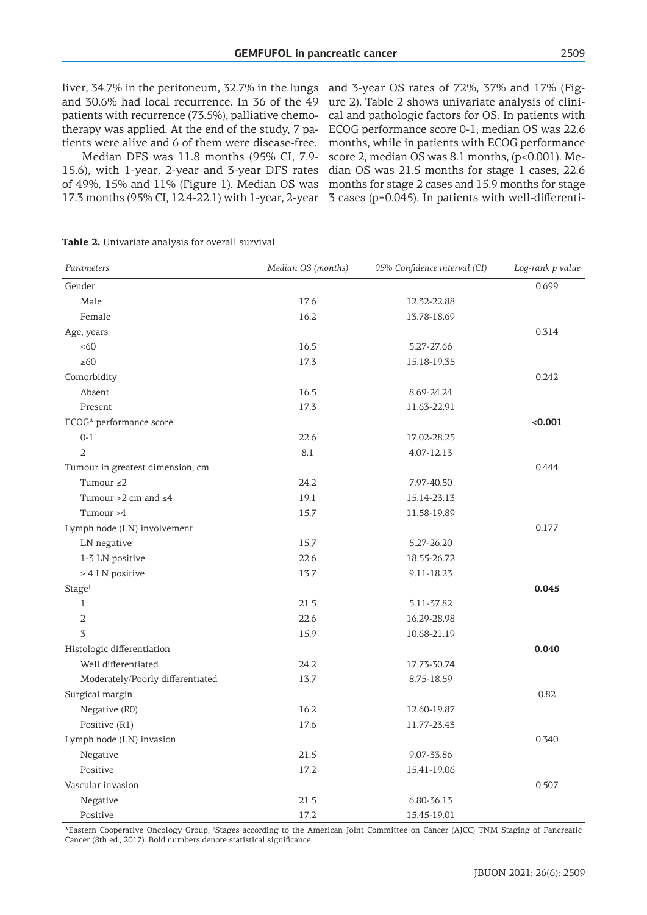liver, 34.7% in the peritoneum, 32.7% in the lungs and 30.6% had local recurrence. In 36 of the 49 patients with recurrence (73.5%), palliative chemotherapy was applied. At the end of the study, 7 patients were alive and 6 of them were disease-free.

Median DFS was 11.8 months (95% CI, 7.9-15.6), with 1-year, 2-year and 3-year DFS rates of 49%, 15% and 11% (Figure 1). Median OS was 17.3 months (95% CI, 12.4-22.1) with 1-year, 2-year and 3-year OS rates of 72%, 37% and 17% (Figure 2). Table 2 shows univariate analysis of clinical and pathologic factors for OS. In patients with ECOG performance score 0-1, median OS was 22.6 months, while in patients with ECOG performance score 2, median OS was 8.1 months, ($p<0.001$). Median OS was 21.5 months for stage 1 cases, 22.6 months for stage 2 cases and 15.9 months for stage 3 cases ($p=0.045$). In patients with well-differenti-

**Table 2.** Univariate analysis for overall survival

| *Parameters* | *Median OS (months)* | *95% Confidence interval (CI)* | *Log-rank p value* |
|---|---|---|---|
| Gender | | | 0.699 |
| Male | 17.6 | 12.32-22.88 | |
| Female | 16.2 | 13.78-18.69 | |
| Age, years | | | 0.314 |
| <60 | 16.5 | 5.27-27.66 | |
| ≥60 | 17.3 | 15.18-19.35 | |
| Comorbidity | | | 0.242 |
| Absent | 16.5 | 8.69-24.24 | |
| Present | 17.3 | 11.63-22.91 | |
| ECOG* performance score | | | **<0.001** |
| 0-1 | 22.6 | 17.02-28.25 | |
| 2 | 8.1 | 4.07-12.13 | |
| Tumour in greatest dimension, cm | | | 0.444 |
| Tumour ≤2 | 24.2 | 7.97-40.50 | |
| Tumour >2 cm and ≤4 | 19.1 | 15.14-23.13 | |
| Tumour >4 | 15.7 | 11.58-19.89 | |
| Lymph node (LN) involvement | | | 0.177 |
| LN negative | 15.7 | 5.27-26.20 | |
| 1-3 LN positive | 22.6 | 18.55-26.72 | |
| ≥ 4 LN positive | 13.7 | 9.11-18.23 | |
| Stage† | | | **0.045** |
| 1 | 21.5 | 5.11-37.82 | |
| 2 | 22.6 | 16.29-28.98 | |
| 3 | 15.9 | 10.68-21.19 | |
| Histologic differentiation | | | **0.040** |
| Well differentiated | 24.2 | 17.73-30.74 | |
| Moderately/Poorly differentiated | 13.7 | 8.75-18.59 | |
| Surgical margin | | | 0.82 |
| Negative (R0) | 16.2 | 12.60-19.87 | |
| Positive (R1) | 17.6 | 11.77-23.43 | |
| Lymph node (LN) invasion | | | 0.340 |
| Negative | 21.5 | 9.07-33.86 | |
| Positive | 17.2 | 15.41-19.06 | |
| Vascular invasion | | | 0.507 |
| Negative | 21.5 | 6.80-36.13 | |
| Positive | 17.2 | 15.45-19.01 | |

*Eastern Cooperative Oncology Group, †Stages according to the American Joint Committee on Cancer (AJCC) TNM Staging of Pancreatic Cancer (8th ed., 2017). Bold numbers denote statistical significance.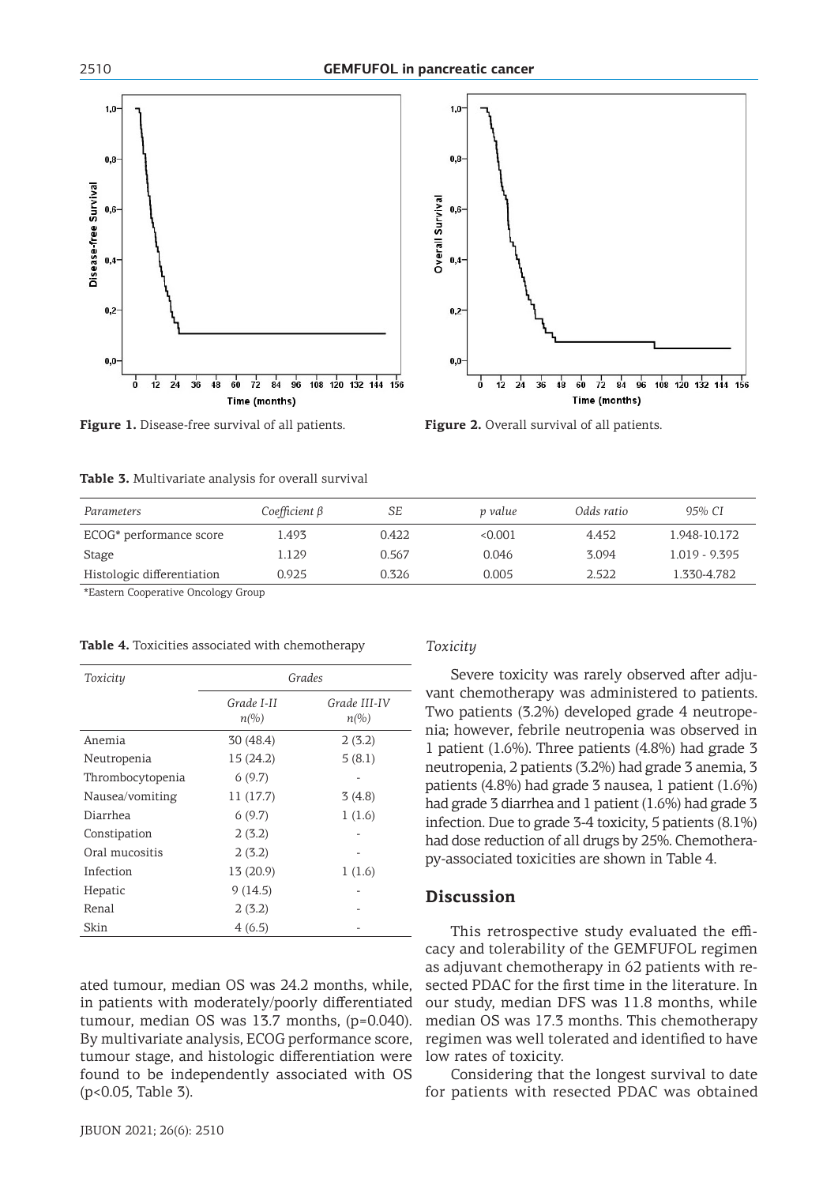Figure 1. Disease-free survival of all patients.

Figure 2. Overall survival of all patients.

**Table 3.** Multivariate analysis for overall survival

| *Parameters* | *Coefficient β* | *SE* | *p value* | *Odds ratio* | *95% CI* |
|---|---|---|---|---|---|
| ECOG* performance score | 1.493 | 0.422 | <0.001 | 4.452 | 1.948-10.172 |
| Stage | 1.129 | 0.567 | 0.046 | 3.094 | 1.019 - 9.395 |
| Histologic differentiation | 0.925 | 0.326 | 0.005 | 2.522 | 1.330-4.782 |

*Eastern Cooperative Oncology Group

**Table 4.** Toxicities associated with chemotherapy

| *Toxicity* | *Grades* | |
|---|---|---|
| | *Grade I-II n(%)* | *Grade III-IV n(%)* |
| Anemia | 30 (48.4) | 2 (3.2) |
| Neutropenia | 15 (24.2) | 5 (8.1) |
| Thrombocytopenia | 6 (9.7) | - |
| Nausea/vomiting | 11 (17.7) | 3 (4.8) |
| Diarrhea | 6 (9.7) | 1 (1.6) |
| Constipation | 2 (3.2) | - |
| Oral mucositis | 2 (3.2) | - |
| Infection | 13 (20.9) | 1 (1.6) |
| Hepatic | 9 (14.5) | - |
| Renal | 2 (3.2) | - |
| Skin | 4 (6.5) | - |

ated tumour, median OS was 24.2 months, while, in patients with moderately/poorly differentiated tumour, median OS was 13.7 months, (p=0.040). By multivariate analysis, ECOG performance score, tumour stage, and histologic differentiation were found to be independently associated with OS (p<0.05, Table 3).

### *Toxicity*

Severe toxicity was rarely observed after adjuvant chemotherapy was administered to patients. Two patients (3.2%) developed grade 4 neutropenia; however, febrile neutropenia was observed in 1 patient (1.6%). Three patients (4.8%) had grade 3 neutropenia, 2 patients (3.2%) had grade 3 anemia, 3 patients (4.8%) had grade 3 nausea, 1 patient (1.6%) had grade 3 diarrhea and 1 patient (1.6%) had grade 3 infection. Due to grade 3-4 toxicity, 5 patients (8.1%) had dose reduction of all drugs by 25%. Chemotherapy-associated toxicities are shown in Table 4.

## Discussion

This retrospective study evaluated the efficacy and tolerability of the GEMFUFOL regimen as adjuvant chemotherapy in 62 patients with resected PDAC for the first time in the literature. In our study, median DFS was 11.8 months, while median OS was 17.3 months. This chemotherapy regimen was well tolerated and identified to have low rates of toxicity.

Considering that the longest survival to date for patients with resected PDAC was obtained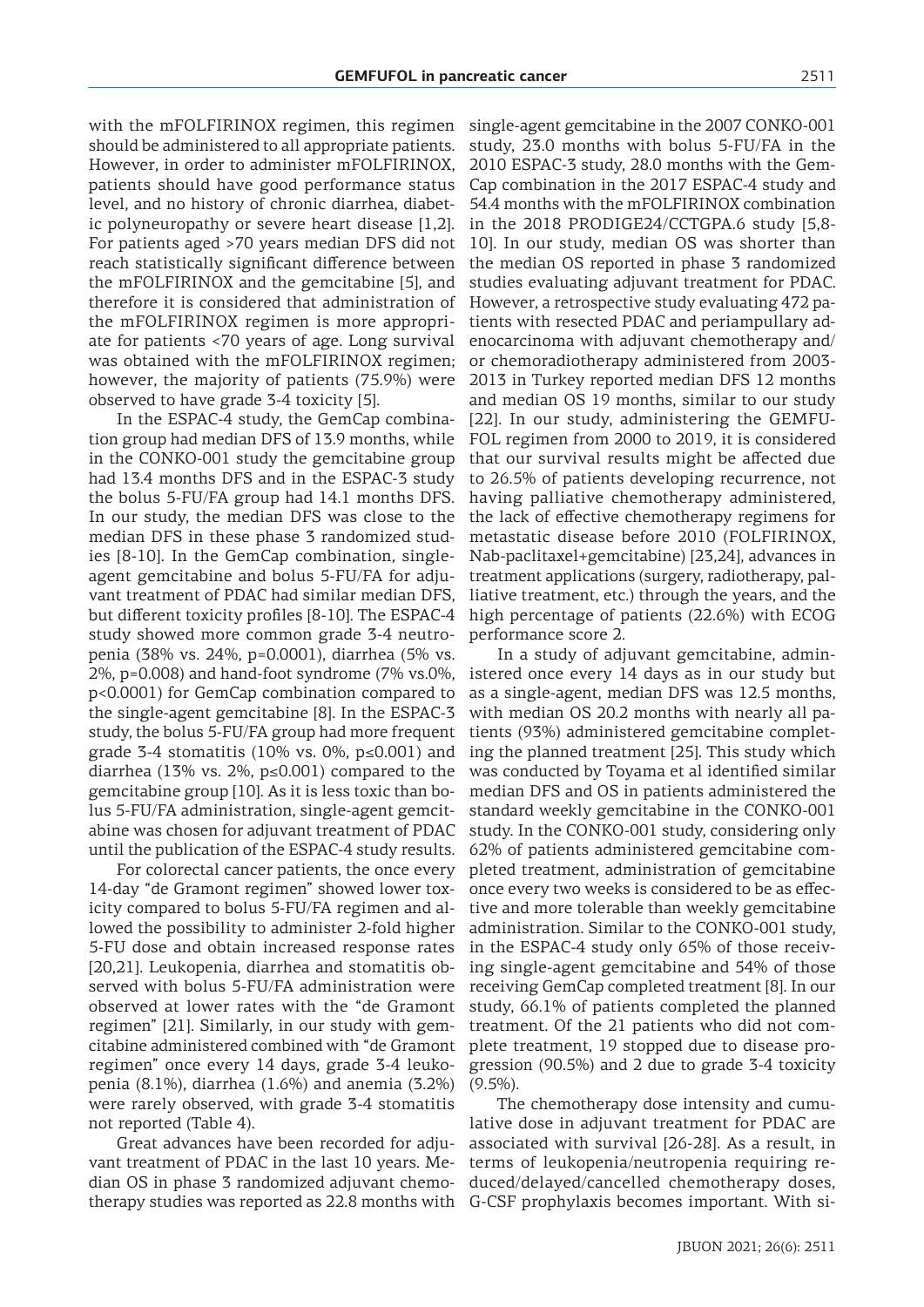with the mFOLFIRINOX regimen, this regimen should be administered to all appropriate patients. However, in order to administer mFOLFIRINOX, patients should have good performance status level, and no history of chronic diarrhea, diabetic polyneuropathy or severe heart disease [1,2]. For patients aged >70 years median DFS did not reach statistically significant difference between the mFOLFIRINOX and the gemcitabine [5], and therefore it is considered that administration of the mFOLFIRINOX regimen is more appropriate for patients <70 years of age. Long survival was obtained with the mFOLFIRINOX regimen; however, the majority of patients (75.9%) were observed to have grade 3-4 toxicity [5].

In the ESPAC-4 study, the GemCap combination group had median DFS of 13.9 months, while in the CONKO-001 study the gemcitabine group had 13.4 months DFS and in the ESPAC-3 study the bolus 5-FU/FA group had 14.1 months DFS. In our study, the median DFS was close to the median DFS in these phase 3 randomized studies [8-10]. In the GemCap combination, single-agent gemcitabine and bolus 5-FU/FA for adjuvant treatment of PDAC had similar median DFS, but different toxicity profiles [8-10]. The ESPAC-4 study showed more common grade 3-4 neutropenia (38% vs. 24%, p=0.0001), diarrhea (5% vs. 2%, p=0.008) and hand-foot syndrome (7% vs.0%, p<0.0001) for GemCap combination compared to the single-agent gemcitabine [8]. In the ESPAC-3 study, the bolus 5-FU/FA group had more frequent grade 3-4 stomatitis (10% vs. 0%, p≤0.001) and diarrhea (13% vs. 2%, p≤0.001) compared to the gemcitabine group [10]. As it is less toxic than bolus 5-FU/FA administration, single-agent gemcitabine was chosen for adjuvant treatment of PDAC until the publication of the ESPAC-4 study results.

For colorectal cancer patients, the once every 14-day "de Gramont regimen" showed lower toxicity compared to bolus 5-FU/FA regimen and allowed the possibility to administer 2-fold higher 5-FU dose and obtain increased response rates [20,21]. Leukopenia, diarrhea and stomatitis observed with bolus 5-FU/FA administration were observed at lower rates with the "de Gramont regimen" [21]. Similarly, in our study with gemcitabine administered combined with "de Gramont regimen" once every 14 days, grade 3-4 leukopenia (8.1%), diarrhea (1.6%) and anemia (3.2%) were rarely observed, with grade 3-4 stomatitis not reported (Table 4).

Great advances have been recorded for adjuvant treatment of PDAC in the last 10 years. Median OS in phase 3 randomized adjuvant chemotherapy studies was reported as 22.8 months with single-agent gemcitabine in the 2007 CONKO-001 study, 23.0 months with bolus 5-FU/FA in the 2010 ESPAC-3 study, 28.0 months with the GemCap combination in the 2017 ESPAC-4 study and 54.4 months with the mFOLFIRINOX combination in the 2018 PRODIGE24/CCTGPA.6 study [5,8-10]. In our study, median OS was shorter than the median OS reported in phase 3 randomized studies evaluating adjuvant treatment for PDAC. However, a retrospective study evaluating 472 patients with resected PDAC and periampullary adenocarcinoma with adjuvant chemotherapy and/or chemoradiotherapy administered from 2003-2013 in Turkey reported median DFS 12 months and median OS 19 months, similar to our study [22]. In our study, administering the GEMFUFOL regimen from 2000 to 2019, it is considered that our survival results might be affected due to 26.5% of patients developing recurrence, not having palliative chemotherapy administered, the lack of effective chemotherapy regimens for metastatic disease before 2010 (FOLFIRINOX, Nab-paclitaxel+gemcitabine) [23,24], advances in treatment applications (surgery, radiotherapy, palliative treatment, etc.) through the years, and the high percentage of patients (22.6%) with ECOG performance score 2.

In a study of adjuvant gemcitabine, administered once every 14 days as in our study but as a single-agent, median DFS was 12.5 months, with median OS 20.2 months with nearly all patients (93%) administered gemcitabine completing the planned treatment [25]. This study which was conducted by Toyama et al identified similar median DFS and OS in patients administered the standard weekly gemcitabine in the CONKO-001 study. In the CONKO-001 study, considering only 62% of patients administered gemcitabine completed treatment, administration of gemcitabine once every two weeks is considered to be as effective and more tolerable than weekly gemcitabine administration. Similar to the CONKO-001 study, in the ESPAC-4 study only 65% of those receiving single-agent gemcitabine and 54% of those receiving GemCap completed treatment [8]. In our study, 66.1% of patients completed the planned treatment. Of the 21 patients who did not complete treatment, 19 stopped due to disease progression (90.5%) and 2 due to grade 3-4 toxicity (9.5%).

The chemotherapy dose intensity and cumulative dose in adjuvant treatment for PDAC are associated with survival [26-28]. As a result, in terms of leukopenia/neutropenia requiring reduced/delayed/cancelled chemotherapy doses, G-CSF prophylaxis becomes important. With si-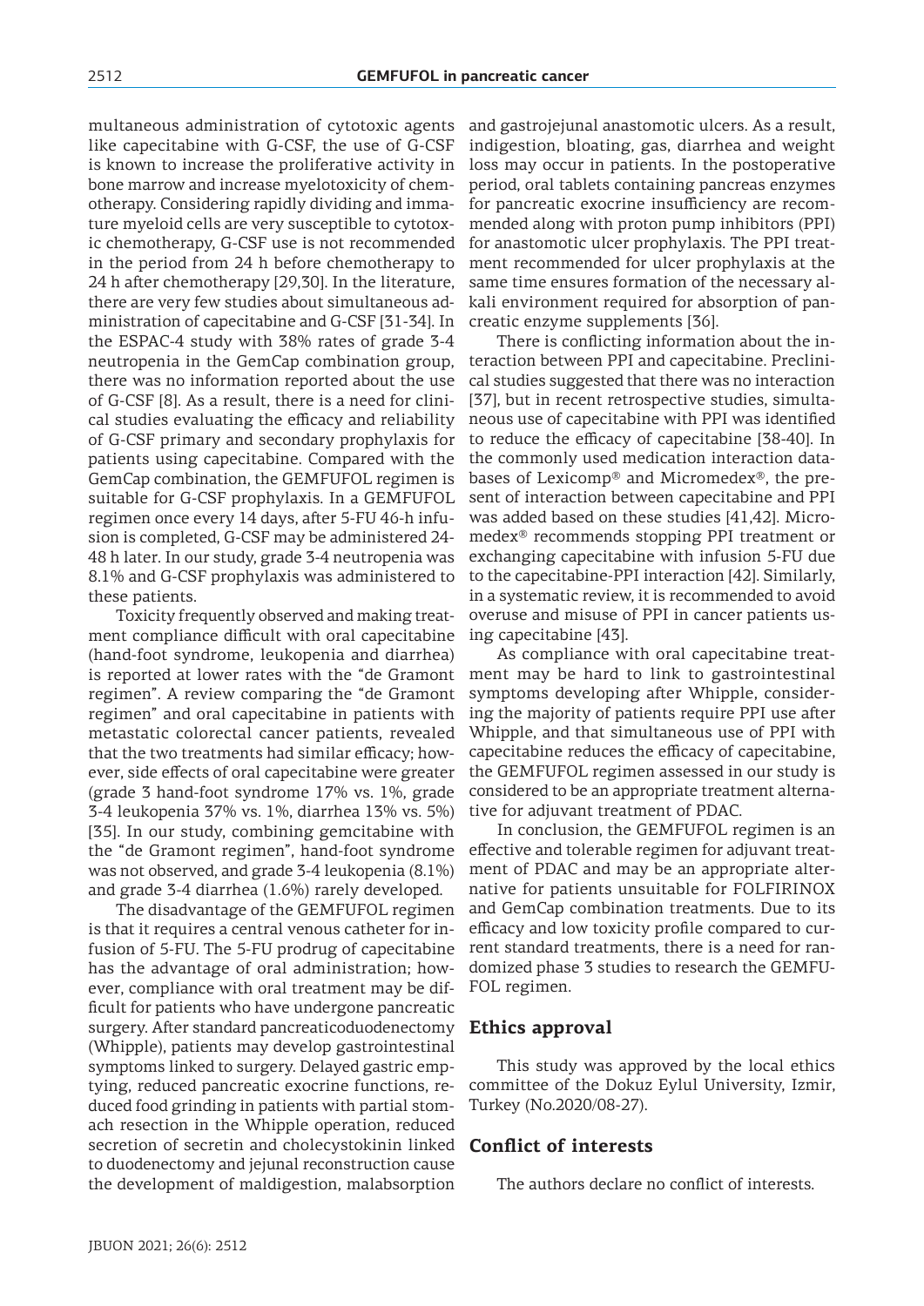multaneous administration of cytotoxic agents like capecitabine with G-CSF, the use of G-CSF is known to increase the proliferative activity in bone marrow and increase myelotoxicity of chemotherapy. Considering rapidly dividing and immature myeloid cells are very susceptible to cytotoxic chemotherapy, G-CSF use is not recommended in the period from 24 h before chemotherapy to 24 h after chemotherapy [29,30]. In the literature, there are very few studies about simultaneous administration of capecitabine and G-CSF [31-34]. In the ESPAC-4 study with 38% rates of grade 3-4 neutropenia in the GemCap combination group, there was no information reported about the use of G-CSF [8]. As a result, there is a need for clinical studies evaluating the efficacy and reliability of G-CSF primary and secondary prophylaxis for patients using capecitabine. Compared with the GemCap combination, the GEMFUFOL regimen is suitable for G-CSF prophylaxis. In a GEMFUFOL regimen once every 14 days, after 5-FU 46-h infusion is completed, G-CSF may be administered 24-48 h later. In our study, grade 3-4 neutropenia was 8.1% and G-CSF prophylaxis was administered to these patients.

Toxicity frequently observed and making treatment compliance difficult with oral capecitabine (hand-foot syndrome, leukopenia and diarrhea) is reported at lower rates with the "de Gramont regimen". A review comparing the "de Gramont regimen" and oral capecitabine in patients with metastatic colorectal cancer patients, revealed that the two treatments had similar efficacy; however, side effects of oral capecitabine were greater (grade 3 hand-foot syndrome 17% vs. 1%, grade 3-4 leukopenia 37% vs. 1%, diarrhea 13% vs. 5%) [35]. In our study, combining gemcitabine with the "de Gramont regimen", hand-foot syndrome was not observed, and grade 3-4 leukopenia (8.1%) and grade 3-4 diarrhea (1.6%) rarely developed.

The disadvantage of the GEMFUFOL regimen is that it requires a central venous catheter for infusion of 5-FU. The 5-FU prodrug of capecitabine has the advantage of oral administration; however, compliance with oral treatment may be difficult for patients who have undergone pancreatic surgery. After standard pancreaticoduodenectomy (Whipple), patients may develop gastrointestinal symptoms linked to surgery. Delayed gastric emptying, reduced pancreatic exocrine functions, reduced food grinding in patients with partial stomach resection in the Whipple operation, reduced secretion of secretin and cholecystokinin linked to duodenectomy and jejunal reconstruction cause the development of maldigestion, malabsorption and gastrojejunal anastomotic ulcers. As a result, indigestion, bloating, gas, diarrhea and weight loss may occur in patients. In the postoperative period, oral tablets containing pancreas enzymes for pancreatic exocrine insufficiency are recommended along with proton pump inhibitors (PPI) for anastomotic ulcer prophylaxis. The PPI treatment recommended for ulcer prophylaxis at the same time ensures formation of the necessary alkali environment required for absorption of pancreatic enzyme supplements [36].

There is conflicting information about the interaction between PPI and capecitabine. Preclinical studies suggested that there was no interaction [37], but in recent retrospective studies, simultaneous use of capecitabine with PPI was identified to reduce the efficacy of capecitabine [38-40]. In the commonly used medication interaction databases of Lexicomp® and Micromedex®, the present of interaction between capecitabine and PPI was added based on these studies [41,42]. Micromedex® recommends stopping PPI treatment or exchanging capecitabine with infusion 5-FU due to the capecitabine-PPI interaction [42]. Similarly, in a systematic review, it is recommended to avoid overuse and misuse of PPI in cancer patients using capecitabine [43].

As compliance with oral capecitabine treatment may be hard to link to gastrointestinal symptoms developing after Whipple, considering the majority of patients require PPI use after Whipple, and that simultaneous use of PPI with capecitabine reduces the efficacy of capecitabine, the GEMFUFOL regimen assessed in our study is considered to be an appropriate treatment alternative for adjuvant treatment of PDAC.

In conclusion, the GEMFUFOL regimen is an effective and tolerable regimen for adjuvant treatment of PDAC and may be an appropriate alternative for patients unsuitable for FOLFIRINOX and GemCap combination treatments. Due to its efficacy and low toxicity profile compared to current standard treatments, there is a need for randomized phase 3 studies to research the GEMFUFOL regimen.

## Ethics approval

This study was approved by the local ethics committee of the Dokuz Eylul University, Izmir, Turkey (No.2020/08-27).

## Conflict of interests

The authors declare no conflict of interests.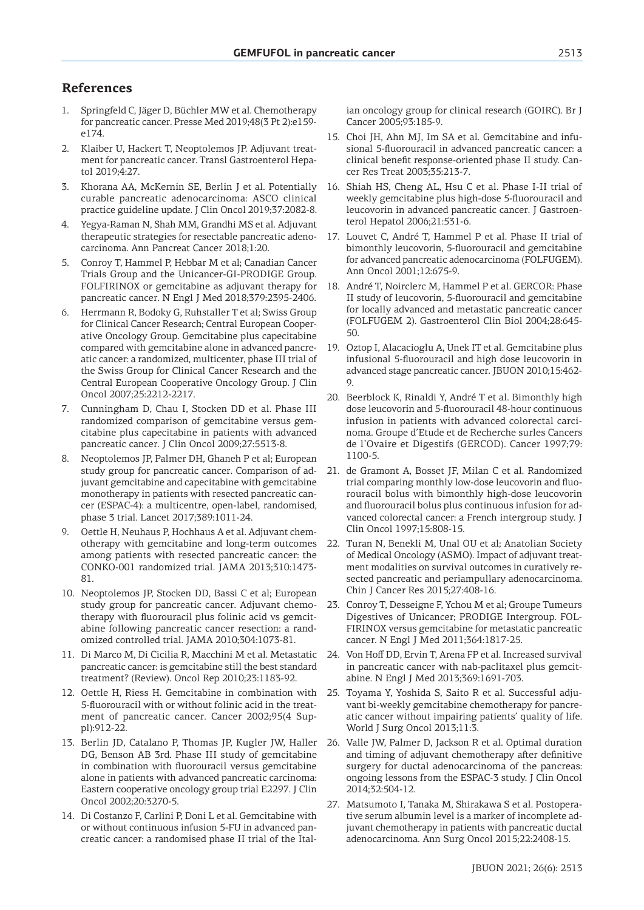## References

1. Springfeld C, Jäger D, Büchler MW et al. Chemotherapy for pancreatic cancer. Presse Med 2019;48(3 Pt 2):e159-e174.
2. Klaiber U, Hackert T, Neoptolemos JP. Adjuvant treatment for pancreatic cancer. Transl Gastroenterol Hepatol 2019;4:27.
3. Khorana AA, McKernin SE, Berlin J et al. Potentially curable pancreatic adenocarcinoma: ASCO clinical practice guideline update. J Clin Oncol 2019;37:2082-8.
4. Yegya-Raman N, Shah MM, Grandhi MS et al. Adjuvant therapeutic strategies for resectable pancreatic adenocarcinoma. Ann Pancreat Cancer 2018;1:20.
5. Conroy T, Hammel P, Hebbar M et al; Canadian Cancer Trials Group and the Unicancer-GI-PRODIGE Group. FOLFIRINOX or gemcitabine as adjuvant therapy for pancreatic cancer. N Engl J Med 2018;379:2395-2406.
6. Herrmann R, Bodoky G, Ruhstaller T et al; Swiss Group for Clinical Cancer Research; Central European Cooperative Oncology Group. Gemcitabine plus capecitabine compared with gemcitabine alone in advanced pancreatic cancer: a randomized, multicenter, phase III trial of the Swiss Group for Clinical Cancer Research and the Central European Cooperative Oncology Group. J Clin Oncol 2007;25:2212-2217.
7. Cunningham D, Chau I, Stocken DD et al. Phase III randomized comparison of gemcitabine versus gemcitabine plus capecitabine in patients with advanced pancreatic cancer. J Clin Oncol 2009;27:5513-8.
8. Neoptolemos JP, Palmer DH, Ghaneh P et al; European study group for pancreatic cancer. Comparison of adjuvant gemcitabine and capecitabine with gemcitabine monotherapy in patients with resected pancreatic cancer (ESPAC-4): a multicentre, open-label, randomised, phase 3 trial. Lancet 2017;389:1011-24.
9. Oettle H, Neuhaus P, Hochhaus A et al. Adjuvant chemotherapy with gemcitabine and long-term outcomes among patients with resected pancreatic cancer: the CONKO-001 randomized trial. JAMA 2013;310:1473-81.
10. Neoptolemos JP, Stocken DD, Bassi C et al; European study group for pancreatic cancer. Adjuvant chemotherapy with fluorouracil plus folinic acid vs gemcitabine following pancreatic cancer resection: a randomized controlled trial. JAMA 2010;304:1073-81.
11. Di Marco M, Di Cicilia R, Macchini M et al. Metastatic pancreatic cancer: is gemcitabine still the best standard treatment? (Review). Oncol Rep 2010;23:1183-92.
12. Oettle H, Riess H. Gemcitabine in combination with 5-fluorouracil with or without folinic acid in the treatment of pancreatic cancer. Cancer 2002;95(4 Suppl):912-22.
13. Berlin JD, Catalano P, Thomas JP, Kugler JW, Haller DG, Benson AB 3rd. Phase III study of gemcitabine in combination with fluorouracil versus gemcitabine alone in patients with advanced pancreatic carcinoma: Eastern cooperative oncology group trial E2297. J Clin Oncol 2002;20:3270-5.
14. Di Costanzo F, Carlini P, Doni L et al. Gemcitabine with or without continuous infusion 5-FU in advanced pancreatic cancer: a randomised phase II trial of the Italian oncology group for clinical research (GOIRC). Br J Cancer 2005;93:185-9.
15. Choi JH, Ahn MJ, Im SA et al. Gemcitabine and infusional 5-fluorouracil in advanced pancreatic cancer: a clinical benefit response-oriented phase II study. Cancer Res Treat 2003;35:213-7.
16. Shiah HS, Cheng AL, Hsu C et al. Phase I-II trial of weekly gemcitabine plus high-dose 5-fluorouracil and leucovorin in advanced pancreatic cancer. J Gastroenterol Hepatol 2006;21:531-6.
17. Louvet C, André T, Hammel P et al. Phase II trial of bimonthly leucovorin, 5-fluorouracil and gemcitabine for advanced pancreatic adenocarcinoma (FOLFUGEM). Ann Oncol 2001;12:675-9.
18. André T, Noirclerc M, Hammel P et al. GERCOR: Phase II study of leucovorin, 5-fluorouracil and gemcitabine for locally advanced and metastatic pancreatic cancer (FOLFUGEM 2). Gastroenterol Clin Biol 2004;28:645-50.
19. Oztop I, Alacacioglu A, Unek IT et al. Gemcitabine plus infusional 5-fluorouracil and high dose leucovorin in advanced stage pancreatic cancer. JBUON 2010;15:462-9.
20. Beerblock K, Rinaldi Y, André T et al. Bimonthly high dose leucovorin and 5-fluorouracil 48-hour continuous infusion in patients with advanced colorectal carcinoma. Groupe d'Etude et de Recherche surles Cancers de l'Ovaire et Digestifs (GERCOD). Cancer 1997;79:1100-5.
21. de Gramont A, Bosset JF, Milan C et al. Randomized trial comparing monthly low-dose leucovorin and fluorouracil bolus with bimonthly high-dose leucovorin and fluorouracil bolus plus continuous infusion for advanced colorectal cancer: a French intergroup study. J Clin Oncol 1997;15:808-15.
22. Turan N, Benekli M, Unal OU et al; Anatolian Society of Medical Oncology (ASMO). Impact of adjuvant treatment modalities on survival outcomes in curatively resected pancreatic and periampullary adenocarcinoma. Chin J Cancer Res 2015;27:408-16.
23. Conroy T, Desseigne F, Ychou M et al; Groupe Tumeurs Digestives of Unicancer; PRODIGE Intergroup. FOLFIRINOX versus gemcitabine for metastatic pancreatic cancer. N Engl J Med 2011;364:1817-25.
24. Von Hoff DD, Ervin T, Arena FP et al. Increased survival in pancreatic cancer with nab-paclitaxel plus gemcitabine. N Engl J Med 2013;369:1691-703.
25. Toyama Y, Yoshida S, Saito R et al. Successful adjuvant bi-weekly gemcitabine chemotherapy for pancreatic cancer without impairing patients' quality of life. World J Surg Oncol 2013;11:3.
26. Valle JW, Palmer D, Jackson R et al. Optimal duration and timing of adjuvant chemotherapy after definitive surgery for ductal adenocarcinoma of the pancreas: ongoing lessons from the ESPAC-3 study. J Clin Oncol 2014;32:504-12.
27. Matsumoto I, Tanaka M, Shirakawa S et al. Postoperative serum albumin level is a marker of incomplete adjuvant chemotherapy in patients with pancreatic ductal adenocarcinoma. Ann Surg Oncol 2015;22:2408-15.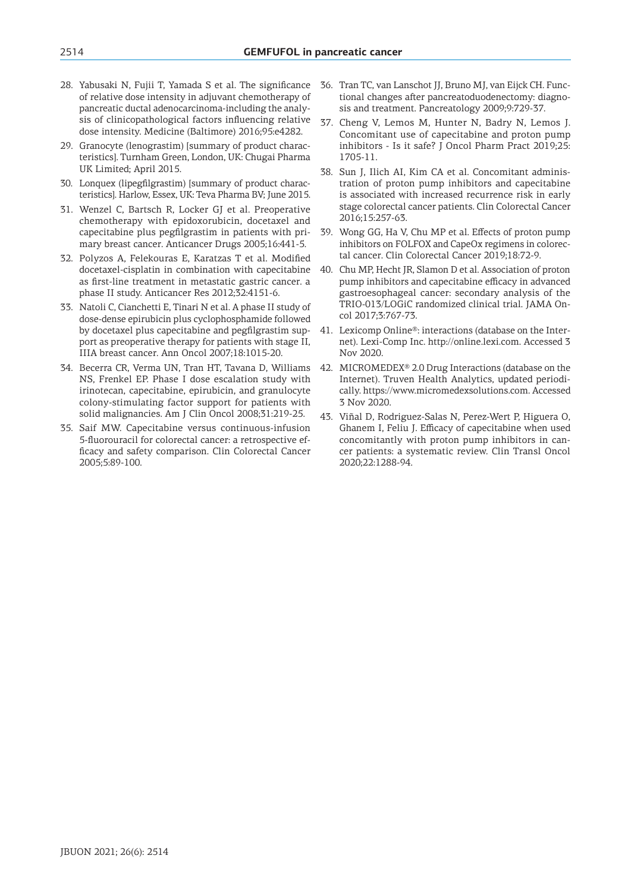28. Yabusaki N, Fujii T, Yamada S et al. The significance of relative dose intensity in adjuvant chemotherapy of pancreatic ductal adenocarcinoma-including the analysis of clinicopathological factors influencing relative dose intensity. Medicine (Baltimore) 2016;95:e4282.
29. Granocyte (lenograstim) [summary of product characteristics]. Turnham Green, London, UK: Chugai Pharma UK Limited; April 2015.
30. Lonquex (lipegfilgrastim) [summary of product characteristics]. Harlow, Essex, UK: Teva Pharma BV; June 2015.
31. Wenzel C, Bartsch R, Locker GJ et al. Preoperative chemotherapy with epidoxorubicin, docetaxel and capecitabine plus pegfilgrastim in patients with primary breast cancer. Anticancer Drugs 2005;16:441-5.
32. Polyzos A, Felekouras E, Karatzas T et al. Modified docetaxel-cisplatin in combination with capecitabine as first-line treatment in metastatic gastric cancer. a phase II study. Anticancer Res 2012;32:4151-6.
33. Natoli C, Cianchetti E, Tinari N et al. A phase II study of dose-dense epirubicin plus cyclophosphamide followed by docetaxel plus capecitabine and pegfilgrastim support as preoperative therapy for patients with stage II, IIIA breast cancer. Ann Oncol 2007;18:1015-20.
34. Becerra CR, Verma UN, Tran HT, Tavana D, Williams NS, Frenkel EP. Phase I dose escalation study with irinotecan, capecitabine, epirubicin, and granulocyte colony-stimulating factor support for patients with solid malignancies. Am J Clin Oncol 2008;31:219-25.
35. Saif MW. Capecitabine versus continuous-infusion 5-fluorouracil for colorectal cancer: a retrospective efficacy and safety comparison. Clin Colorectal Cancer 2005;5:89-100.
36. Tran TC, van Lanschot JJ, Bruno MJ, van Eijck CH. Functional changes after pancreatoduodenectomy: diagnosis and treatment. Pancreatology 2009;9:729-37.
37. Cheng V, Lemos M, Hunter N, Badry N, Lemos J. Concomitant use of capecitabine and proton pump inhibitors - Is it safe? J Oncol Pharm Pract 2019;25: 1705-11.
38. Sun J, Ilich AI, Kim CA et al. Concomitant administration of proton pump inhibitors and capecitabine is associated with increased recurrence risk in early stage colorectal cancer patients. Clin Colorectal Cancer 2016;15:257-63.
39. Wong GG, Ha V, Chu MP et al. Effects of proton pump inhibitors on FOLFOX and CapeOx regimens in colorectal cancer. Clin Colorectal Cancer 2019;18:72-9.
40. Chu MP, Hecht JR, Slamon D et al. Association of proton pump inhibitors and capecitabine efficacy in advanced gastroesophageal cancer: secondary analysis of the TRIO-013/LOGiC randomized clinical trial. JAMA Oncol 2017;3:767-73.
41. Lexicomp Online®: interactions (database on the Internet). Lexi-Comp Inc. http://online.lexi.com. Accessed 3 Nov 2020.
42. MICROMEDEX® 2.0 Drug Interactions (database on the Internet). Truven Health Analytics, updated periodically. https://www.micromedexsolutions.com. Accessed 3 Nov 2020.
43. Viñal D, Rodriguez-Salas N, Perez-Wert P, Higuera O, Ghanem I, Feliu J. Efficacy of capecitabine when used concomitantly with proton pump inhibitors in cancer patients: a systematic review. Clin Transl Oncol 2020;22:1288-94.